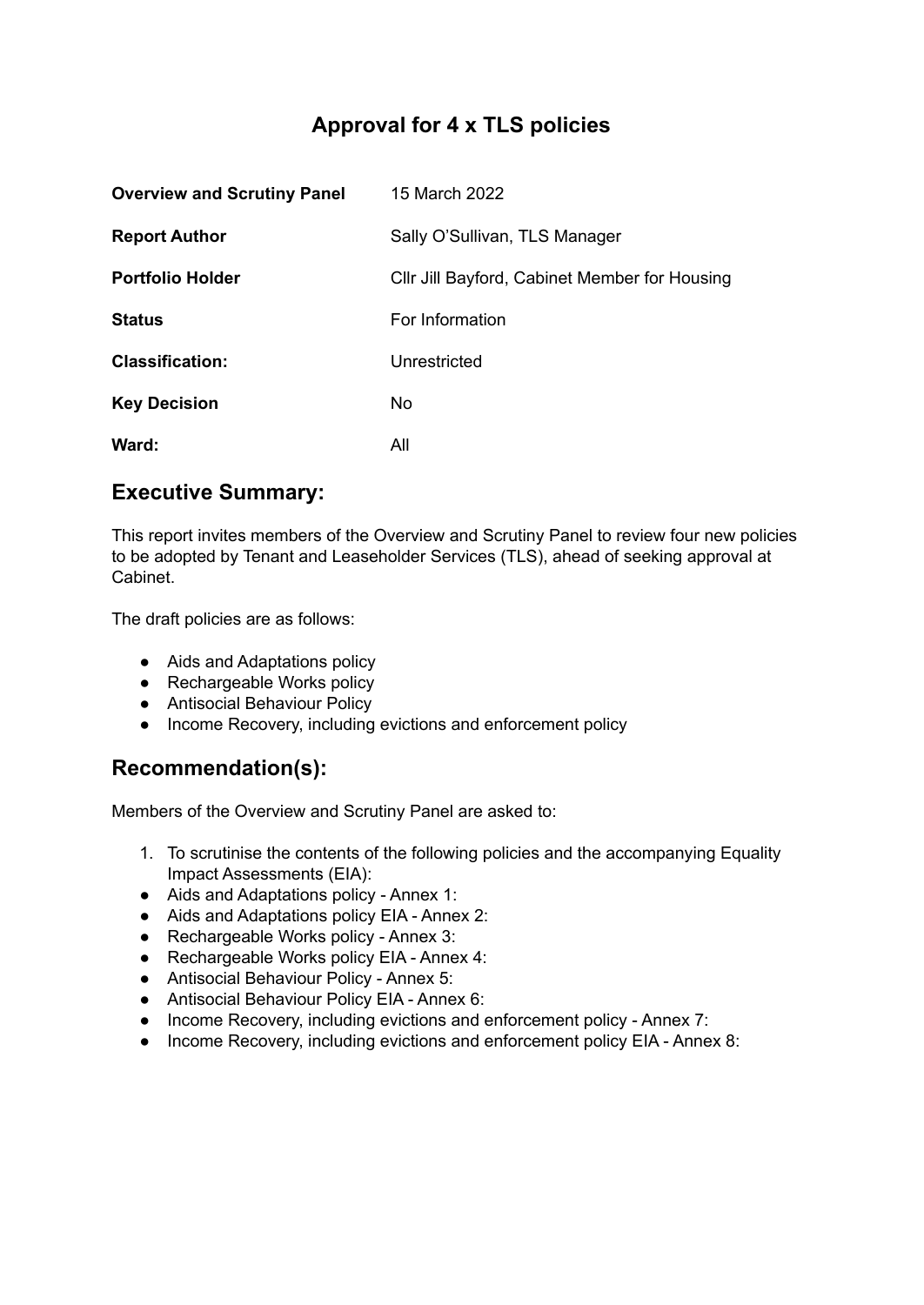# Approval for 4 x TLS policies

| | |
|---|---|
| **Overview and Scrutiny Panel** | 15 March 2022 |
| **Report Author** | Sally O'Sullivan, TLS Manager |
| **Portfolio Holder** | Cllr Jill Bayford, Cabinet Member for Housing |
| **Status** | For Information |
| **Classification:** | Unrestricted |
| **Key Decision** | No |
| **Ward:** | All |

## Executive Summary:

This report invites members of the Overview and Scrutiny Panel to review four new policies to be adopted by Tenant and Leaseholder Services (TLS), ahead of seeking approval at Cabinet.

The draft policies are as follows:

- Aids and Adaptations policy
- Rechargeable Works policy
- Antisocial Behaviour Policy
- Income Recovery, including evictions and enforcement policy

## Recommendation(s):

Members of the Overview and Scrutiny Panel are asked to:

1. To scrutinise the contents of the following policies and the accompanying Equality Impact Assessments (EIA):

- Aids and Adaptations policy - Annex 1:
- Aids and Adaptations policy EIA - Annex 2:
- Rechargeable Works policy - Annex 3:
- Rechargeable Works policy EIA - Annex 4:
- Antisocial Behaviour Policy - Annex 5:
- Antisocial Behaviour Policy EIA - Annex 6:
- Income Recovery, including evictions and enforcement policy - Annex 7:
- Income Recovery, including evictions and enforcement policy EIA - Annex 8: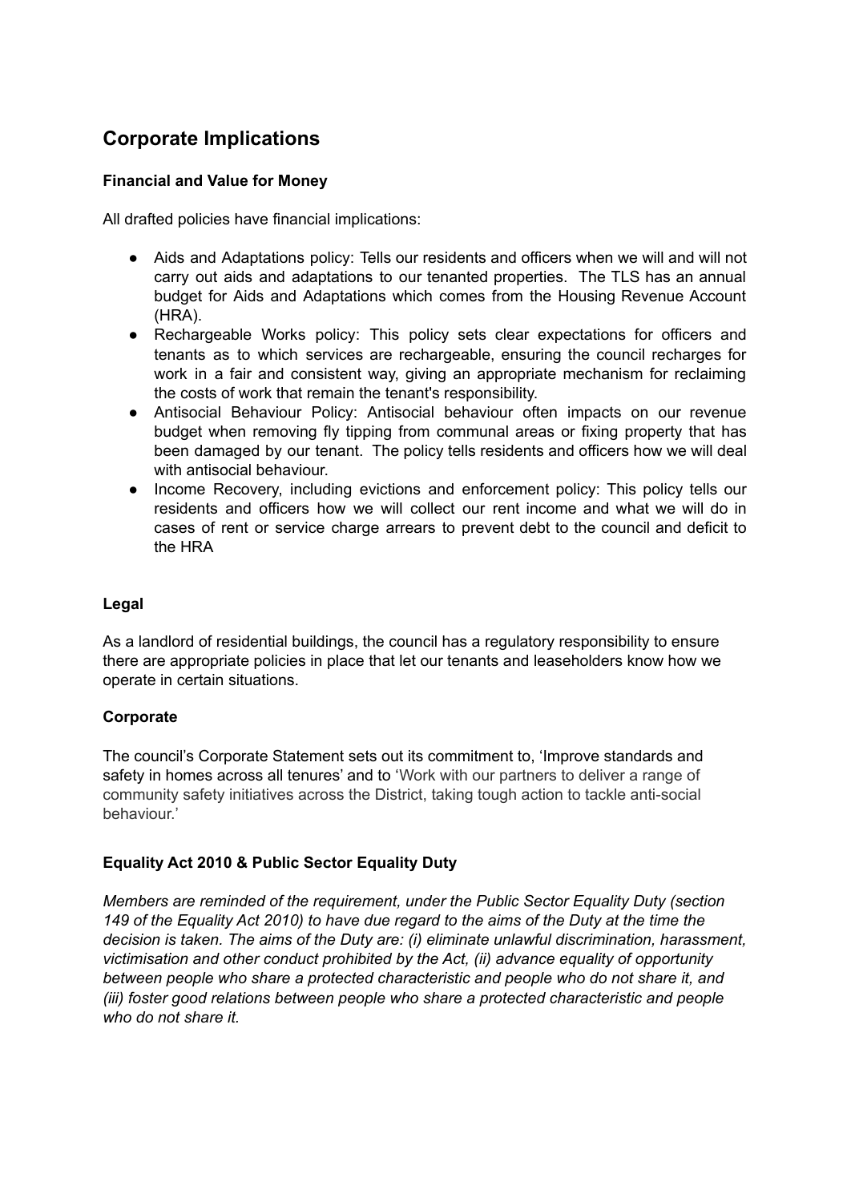## Corporate Implications

### Financial and Value for Money

All drafted policies have financial implications:

- Aids and Adaptations policy: Tells our residents and officers when we will and will not carry out aids and adaptations to our tenanted properties. The TLS has an annual budget for Aids and Adaptations which comes from the Housing Revenue Account (HRA).
- Rechargeable Works policy: This policy sets clear expectations for officers and tenants as to which services are rechargeable, ensuring the council recharges for work in a fair and consistent way, giving an appropriate mechanism for reclaiming the costs of work that remain the tenant's responsibility.
- Antisocial Behaviour Policy: Antisocial behaviour often impacts on our revenue budget when removing fly tipping from communal areas or fixing property that has been damaged by our tenant. The policy tells residents and officers how we will deal with antisocial behaviour.
- Income Recovery, including evictions and enforcement policy: This policy tells our residents and officers how we will collect our rent income and what we will do in cases of rent or service charge arrears to prevent debt to the council and deficit to the HRA

### Legal

As a landlord of residential buildings, the council has a regulatory responsibility to ensure there are appropriate policies in place that let our tenants and leaseholders know how we operate in certain situations.

### Corporate

The council's Corporate Statement sets out its commitment to, 'Improve standards and safety in homes across all tenures' and to 'Work with our partners to deliver a range of community safety initiatives across the District, taking tough action to tackle anti-social behaviour.'

### Equality Act 2010 & Public Sector Equality Duty

*Members are reminded of the requirement, under the Public Sector Equality Duty (section 149 of the Equality Act 2010) to have due regard to the aims of the Duty at the time the decision is taken. The aims of the Duty are: (i) eliminate unlawful discrimination, harassment, victimisation and other conduct prohibited by the Act, (ii) advance equality of opportunity between people who share a protected characteristic and people who do not share it, and (iii) foster good relations between people who share a protected characteristic and people who do not share it.*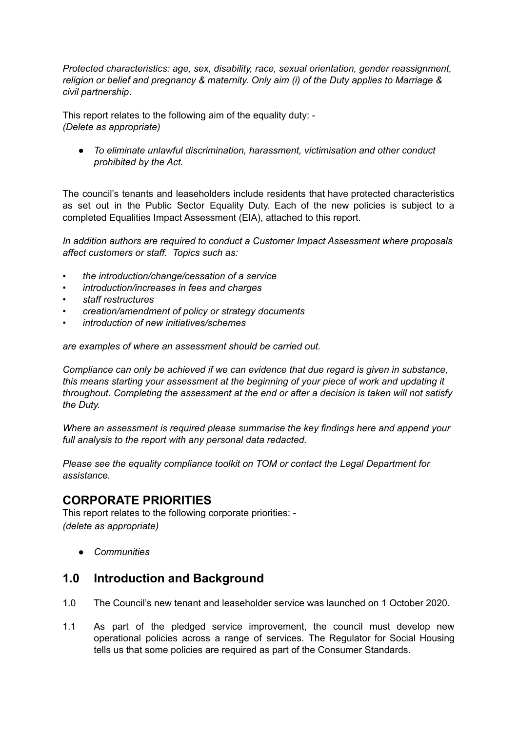*Protected characteristics: age, sex, disability, race, sexual orientation, gender reassignment, religion or belief and pregnancy & maternity. Only aim (i) of the Duty applies to Marriage & civil partnership*.

This report relates to the following aim of the equality duty: -
*(Delete as appropriate)*

- *To eliminate unlawful discrimination, harassment, victimisation and other conduct prohibited by the Act.*

The council's tenants and leaseholders include residents that have protected characteristics as set out in the Public Sector Equality Duty. Each of the new policies is subject to a completed Equalities Impact Assessment (EIA), attached to this report.

*In addition authors are required to conduct a Customer Impact Assessment where proposals affect customers or staff. Topics such as:*

- *the introduction/change/cessation of a service*
- *introduction/increases in fees and charges*
- *staff restructures*
- *creation/amendment of policy or strategy documents*
- *introduction of new initiatives/schemes*

*are examples of where an assessment should be carried out.*

*Compliance can only be achieved if we can evidence that due regard is given in substance, this means starting your assessment at the beginning of your piece of work and updating it throughout. Completing the assessment at the end or after a decision is taken will not satisfy the Duty.*

*Where an assessment is required please summarise the key findings here and append your full analysis to the report with any personal data redacted.*

*Please see the equality compliance toolkit on TOM or contact the Legal Department for assistance.*

## CORPORATE PRIORITIES

This report relates to the following corporate priorities: -
*(delete as appropriate)*

- *Communities*

## 1.0 Introduction and Background

1.0 The Council's new tenant and leaseholder service was launched on 1 October 2020.

1.1 As part of the pledged service improvement, the council must develop new operational policies across a range of services. The Regulator for Social Housing tells us that some policies are required as part of the Consumer Standards.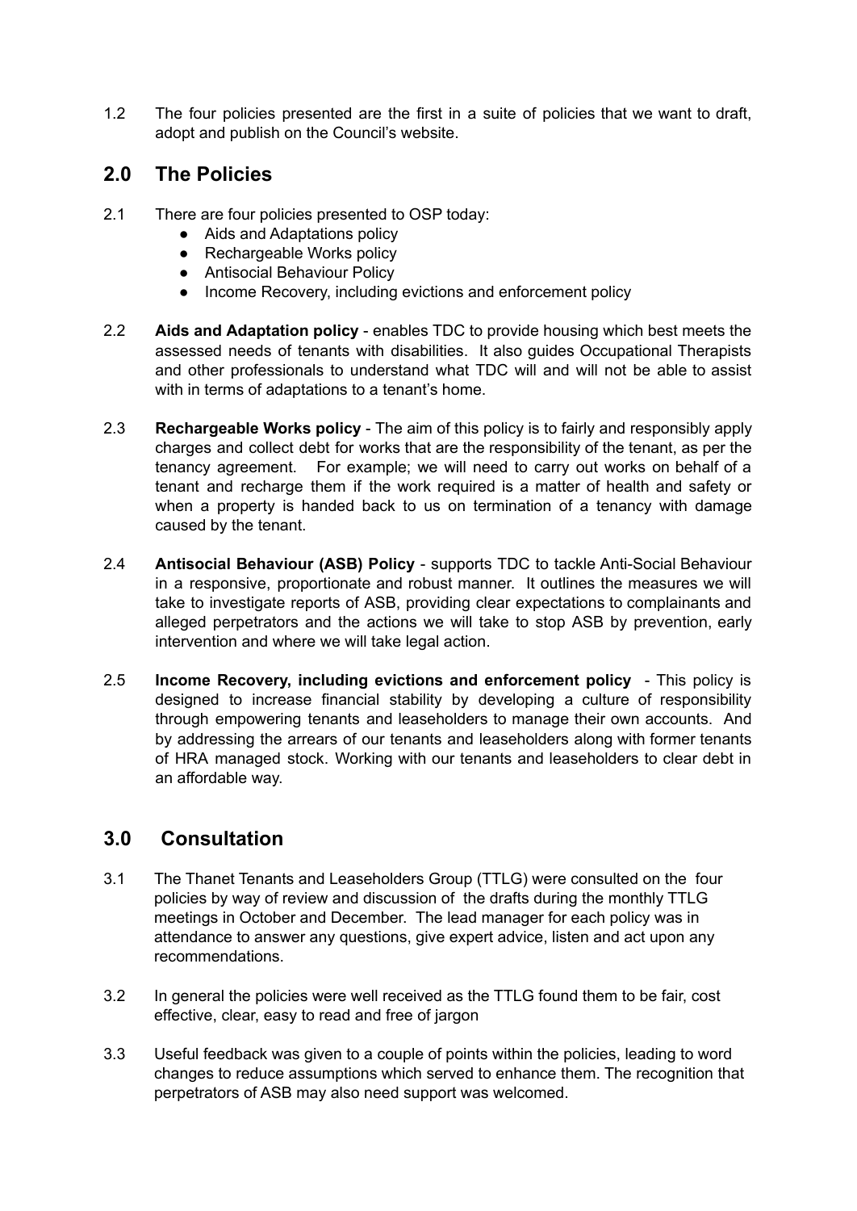1.2 The four policies presented are the first in a suite of policies that we want to draft, adopt and publish on the Council's website.

## 2.0 The Policies

2.1 There are four policies presented to OSP today:

- Aids and Adaptations policy
- Rechargeable Works policy
- Antisocial Behaviour Policy
- Income Recovery, including evictions and enforcement policy

2.2 **Aids and Adaptation policy** - enables TDC to provide housing which best meets the assessed needs of tenants with disabilities. It also guides Occupational Therapists and other professionals to understand what TDC will and will not be able to assist with in terms of adaptations to a tenant's home.

2.3 **Rechargeable Works policy** - The aim of this policy is to fairly and responsibly apply charges and collect debt for works that are the responsibility of the tenant, as per the tenancy agreement. For example; we will need to carry out works on behalf of a tenant and recharge them if the work required is a matter of health and safety or when a property is handed back to us on termination of a tenancy with damage caused by the tenant.

2.4 **Antisocial Behaviour (ASB) Policy** - supports TDC to tackle Anti-Social Behaviour in a responsive, proportionate and robust manner. It outlines the measures we will take to investigate reports of ASB, providing clear expectations to complainants and alleged perpetrators and the actions we will take to stop ASB by prevention, early intervention and where we will take legal action.

2.5 **Income Recovery, including evictions and enforcement policy** - This policy is designed to increase financial stability by developing a culture of responsibility through empowering tenants and leaseholders to manage their own accounts. And by addressing the arrears of our tenants and leaseholders along with former tenants of HRA managed stock. Working with our tenants and leaseholders to clear debt in an affordable way.

## 3.0 Consultation

3.1 The Thanet Tenants and Leaseholders Group (TTLG) were consulted on the four policies by way of review and discussion of the drafts during the monthly TTLG meetings in October and December. The lead manager for each policy was in attendance to answer any questions, give expert advice, listen and act upon any recommendations.

3.2 In general the policies were well received as the TTLG found them to be fair, cost effective, clear, easy to read and free of jargon

3.3 Useful feedback was given to a couple of points within the policies, leading to word changes to reduce assumptions which served to enhance them. The recognition that perpetrators of ASB may also need support was welcomed.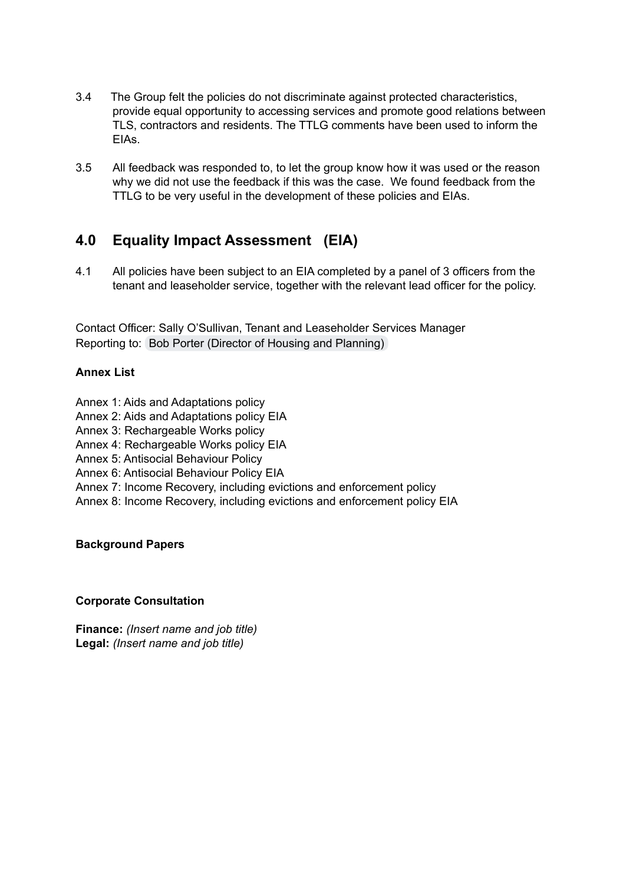3.4 The Group felt the policies do not discriminate against protected characteristics, provide equal opportunity to accessing services and promote good relations between TLS, contractors and residents. The TTLG comments have been used to inform the EIAs.

3.5 All feedback was responded to, to let the group know how it was used or the reason why we did not use the feedback if this was the case. We found feedback from the TTLG to be very useful in the development of these policies and EIAs.

## 4.0 Equality Impact Assessment (EIA)

4.1 All policies have been subject to an EIA completed by a panel of 3 officers from the tenant and leaseholder service, together with the relevant lead officer for the policy.

Contact Officer: Sally O'Sullivan, Tenant and Leaseholder Services Manager
Reporting to: Bob Porter (Director of Housing and Planning)

**Annex List**

Annex 1: Aids and Adaptations policy
Annex 2: Aids and Adaptations policy EIA
Annex 3: Rechargeable Works policy
Annex 4: Rechargeable Works policy EIA
Annex 5: Antisocial Behaviour Policy
Annex 6: Antisocial Behaviour Policy EIA
Annex 7: Income Recovery, including evictions and enforcement policy
Annex 8: Income Recovery, including evictions and enforcement policy EIA

**Background Papers**

**Corporate Consultation**

**Finance:** *(Insert name and job title)*
**Legal:** *(Insert name and job title)*